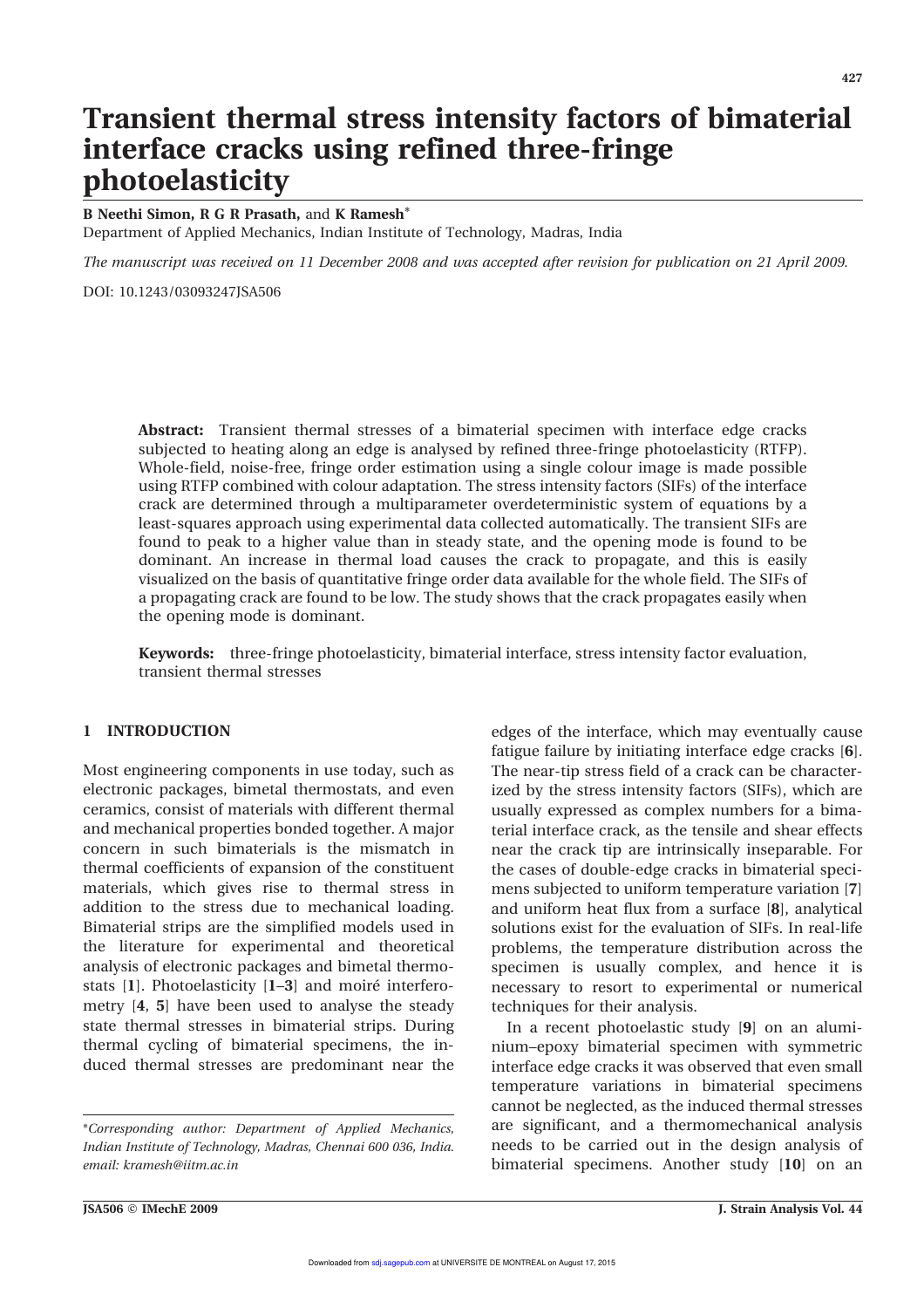# Transient thermal stress intensity factors of bimaterial interface cracks using refined three-fringe photoelasticity

**B Neethi Simon, R G R Prasath,** and **K Ramesh***

Department of Applied Mechanics, Indian Institute of Technology, Madras, India

*The manuscript was received on 11 December 2008 and was accepted after revision for publication on 21 April 2009.*

DOI: 10.1243/03093247JSA506

**Abstract:** Transient thermal stresses of a bimaterial specimen with interface edge cracks subjected to heating along an edge is analysed by refined three-fringe photoelasticity (RTFP). Whole-field, noise-free, fringe order estimation using a single colour image is made possible using RTFP combined with colour adaptation. The stress intensity factors (SIFs) of the interface crack are determined through a multiparameter overdeterministic system of equations by a least-squares approach using experimental data collected automatically. The transient SIFs are found to peak to a higher value than in steady state, and the opening mode is found to be dominant. An increase in thermal load causes the crack to propagate, and this is easily visualized on the basis of quantitative fringe order data available for the whole field. The SIFs of a propagating crack are found to be low. The study shows that the crack propagates easily when the opening mode is dominant.

**Keywords:** three-fringe photoelasticity, bimaterial interface, stress intensity factor evaluation, transient thermal stresses

## 1 INTRODUCTION

Most engineering components in use today, such as electronic packages, bimetal thermostats, and even ceramics, consist of materials with different thermal and mechanical properties bonded together. A major concern in such bimaterials is the mismatch in thermal coefficients of expansion of the constituent materials, which gives rise to thermal stress in addition to the stress due to mechanical loading. Bimaterial strips are the simplified models used in the literature for experimental and theoretical analysis of electronic packages and bimetal thermostats [**1**]. Photoelasticity [**1**–**3**] and moiré interferometry [**4**, **5**] have been used to analyse the steady state thermal stresses in bimaterial strips. During thermal cycling of bimaterial specimens, the induced thermal stresses are predominant near the edges of the interface, which may eventually cause fatigue failure by initiating interface edge cracks [**6**]. The near-tip stress field of a crack can be characterized by the stress intensity factors (SIFs), which are usually expressed as complex numbers for a bimaterial interface crack, as the tensile and shear effects near the crack tip are intrinsically inseparable. For the cases of double-edge cracks in bimaterial specimens subjected to uniform temperature variation [**7**] and uniform heat flux from a surface [**8**], analytical solutions exist for the evaluation of SIFs. In real-life problems, the temperature distribution across the specimen is usually complex, and hence it is necessary to resort to experimental or numerical techniques for their analysis.

In a recent photoelastic study [**9**] on an aluminium–epoxy bimaterial specimen with symmetric interface edge cracks it was observed that even small temperature variations in bimaterial specimens cannot be neglected, as the induced thermal stresses are significant, and a thermomechanical analysis needs to be carried out in the design analysis of bimaterial specimens. Another study [**10**] on an

*Corresponding author: Department of Applied Mechanics, Indian Institute of Technology, Madras, Chennai 600 036, India. email: kramesh@iitm.ac.in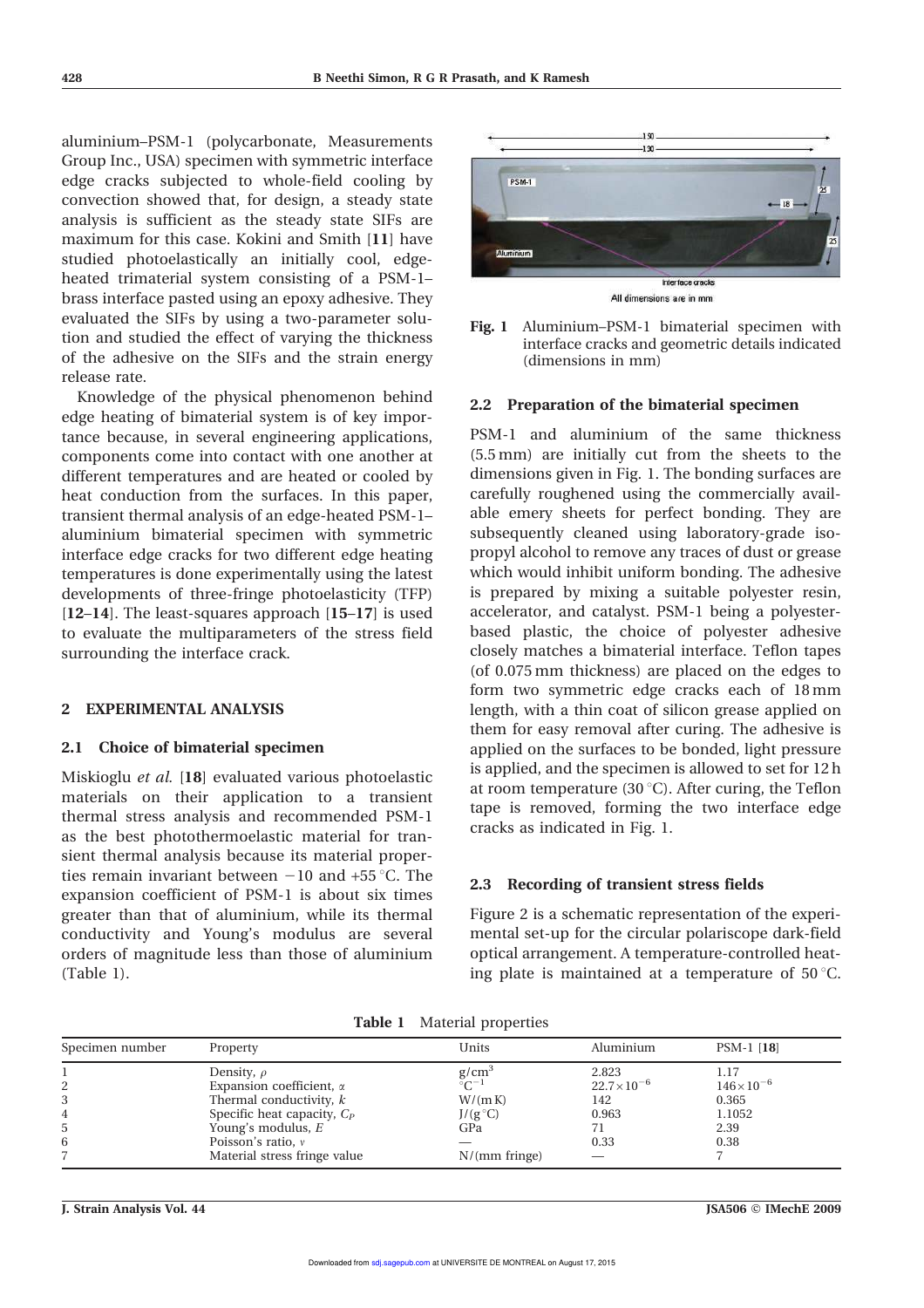aluminium–PSM-1 (polycarbonate, Measurements Group Inc., USA) specimen with symmetric interface edge cracks subjected to whole-field cooling by convection showed that, for design, a steady state analysis is sufficient as the steady state SIFs are maximum for this case. Kokini and Smith [11] have studied photoelastically an initially cool, edge-heated trimaterial system consisting of a PSM-1–brass interface pasted using an epoxy adhesive. They evaluated the SIFs by using a two-parameter solution and studied the effect of varying the thickness of the adhesive on the SIFs and the strain energy release rate.

Knowledge of the physical phenomenon behind edge heating of bimaterial system is of key importance because, in several engineering applications, components come into contact with one another at different temperatures and are heated or cooled by heat conduction from the surfaces. In this paper, transient thermal analysis of an edge-heated PSM-1–aluminium bimaterial specimen with symmetric interface edge cracks for two different edge heating temperatures is done experimentally using the latest developments of three-fringe photoelasticity (TFP) [12–14]. The least-squares approach [15–17] is used to evaluate the multiparameters of the stress field surrounding the interface crack.

## 2 EXPERIMENTAL ANALYSIS

### 2.1 Choice of bimaterial specimen

Miskioglu *et al.* [18] evaluated various photoelastic materials on their application to a transient thermal stress analysis and recommended PSM-1 as the best photothermoelastic material for transient thermal analysis because its material properties remain invariant between −10 and +55 °C. The expansion coefficient of PSM-1 is about six times greater than that of aluminium, while its thermal conductivity and Young's modulus are several orders of magnitude less than those of aluminium (Table 1).

**Fig. 1** Aluminium–PSM-1 bimaterial specimen with interface cracks and geometric details indicated (dimensions in mm)

### 2.2 Preparation of the bimaterial specimen

PSM-1 and aluminium of the same thickness (5.5 mm) are initially cut from the sheets to the dimensions given in Fig. 1. The bonding surfaces are carefully roughened using the commercially available emery sheets for perfect bonding. They are subsequently cleaned using laboratory-grade isopropyl alcohol to remove any traces of dust or grease which would inhibit uniform bonding. The adhesive is prepared by mixing a suitable polyester resin, accelerator, and catalyst. PSM-1 being a polyester-based plastic, the choice of polyester adhesive closely matches a bimaterial interface. Teflon tapes (of 0.075 mm thickness) are placed on the edges to form two symmetric edge cracks each of 18 mm length, with a thin coat of silicon grease applied on them for easy removal after curing. The adhesive is applied on the surfaces to be bonded, light pressure is applied, and the specimen is allowed to set for 12 h at room temperature (30 °C). After curing, the Teflon tape is removed, forming the two interface edge cracks as indicated in Fig. 1.

### 2.3 Recording of transient stress fields

Figure 2 is a schematic representation of the experimental set-up for the circular polariscope dark-field optical arrangement. A temperature-controlled heating plate is maintained at a temperature of 50 °C.

**Table 1** Material properties

| Specimen number | Property | Units | Aluminium | PSM-1 [18] |
|---|---|---|---|---|
| 1 | Density, $\rho$ | $g/cm^3$ | 2.823 | 1.17 |
| 2 | Expansion coefficient, $\alpha$ | $^{\circ}C^{-1}$ | $22.7 \times 10^{-6}$ | $146 \times 10^{-6}$ |
| 3 | Thermal conductivity, $k$ | W/(m K) | 142 | 0.365 |
| 4 | Specific heat capacity, $C_P$ | J/(g °C) | 0.963 | 1.1052 |
| 5 | Young's modulus, $E$ | GPa | 71 | 2.39 |
| 6 | Poisson's ratio, $\nu$ | — | 0.33 | 0.38 |
| 7 | Material stress fringe value | N/(mm fringe) | — | 7 |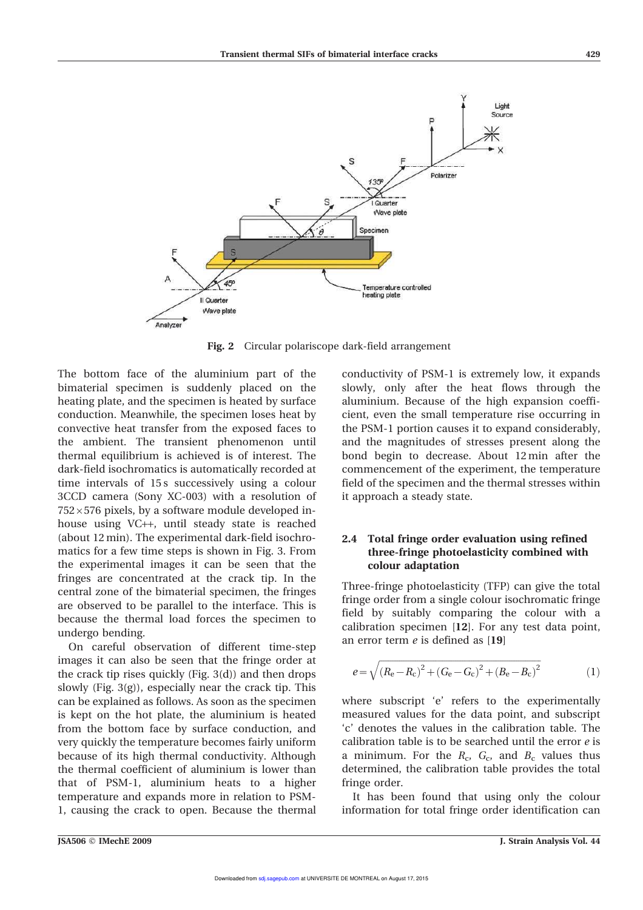Fig. 2 Circular polariscope dark-field arrangement

The bottom face of the aluminium part of the bimaterial specimen is suddenly placed on the heating plate, and the specimen is heated by surface conduction. Meanwhile, the specimen loses heat by convective heat transfer from the exposed faces to the ambient. The transient phenomenon until thermal equilibrium is achieved is of interest. The dark-field isochromatics is automatically recorded at time intervals of 15 s successively using a colour 3CCD camera (Sony XC-003) with a resolution of $752 \times 576$ pixels, by a software module developed in-house using VC++, until steady state is reached (about 12 min). The experimental dark-field isochromatics for a few time steps is shown in Fig. 3. From the experimental images it can be seen that the fringes are concentrated at the crack tip. In the central zone of the bimaterial specimen, the fringes are observed to be parallel to the interface. This is because the thermal load forces the specimen to undergo bending.

On careful observation of different time-step images it can also be seen that the fringe order at the crack tip rises quickly (Fig. 3(d)) and then drops slowly (Fig. 3(g)), especially near the crack tip. This can be explained as follows. As soon as the specimen is kept on the hot plate, the aluminium is heated from the bottom face by surface conduction, and very quickly the temperature becomes fairly uniform because of its high thermal conductivity. Although the thermal coefficient of aluminium is lower than that of PSM-1, aluminium heats to a higher temperature and expands more in relation to PSM-1, causing the crack to open. Because the thermal conductivity of PSM-1 is extremely low, it expands slowly, only after the heat flows through the aluminium. Because of the high expansion coefficient, even the small temperature rise occurring in the PSM-1 portion causes it to expand considerably, and the magnitudes of stresses present along the bond begin to decrease. About 12 min after the commencement of the experiment, the temperature field of the specimen and the thermal stresses within it approach a steady state.

### 2.4 Total fringe order evaluation using refined three-fringe photoelasticity combined with colour adaptation

Three-fringe photoelasticity (TFP) can give the total fringe order from a single colour isochromatic fringe field by suitably comparing the colour with a calibration specimen [**12**]. For any test data point, an error term $e$ is defined as [**19**]

$$e = \sqrt{(R_e - R_c)^2 + (G_e - G_c)^2 + (B_e - B_c)^2} \tag{1}$$

where subscript 'e' refers to the experimentally measured values for the data point, and subscript 'c' denotes the values in the calibration table. The calibration table is to be searched until the error $e$ is a minimum. For the $R_c$, $G_c$, and $B_c$ values thus determined, the calibration table provides the total fringe order.

It has been found that using only the colour information for total fringe order identification can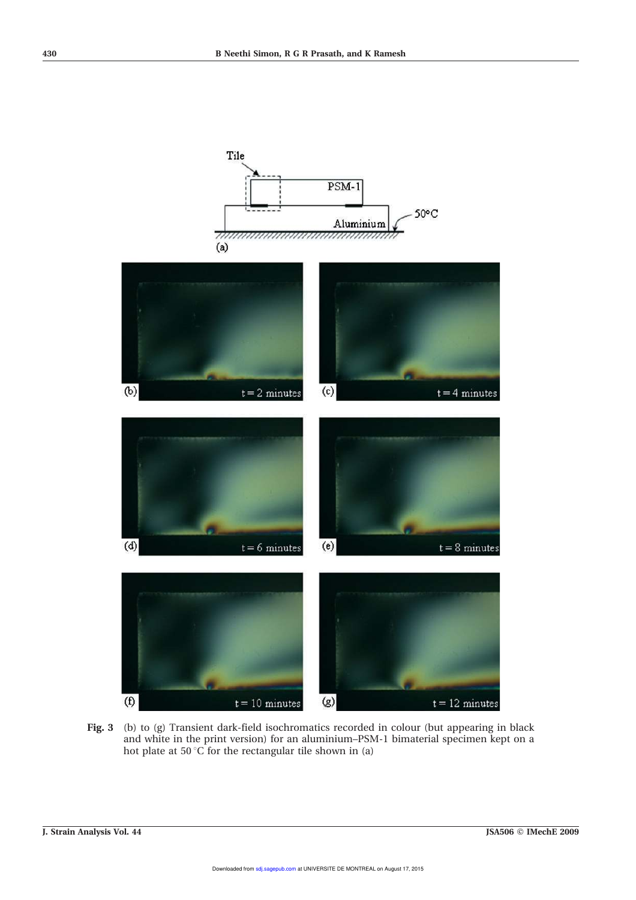**Fig. 3** (b) to (g) Transient dark-field isochromatics recorded in colour (but appearing in black and white in the print version) for an aluminium–PSM-1 bimaterial specimen kept on a hot plate at 50 °C for the rectangular tile shown in (a)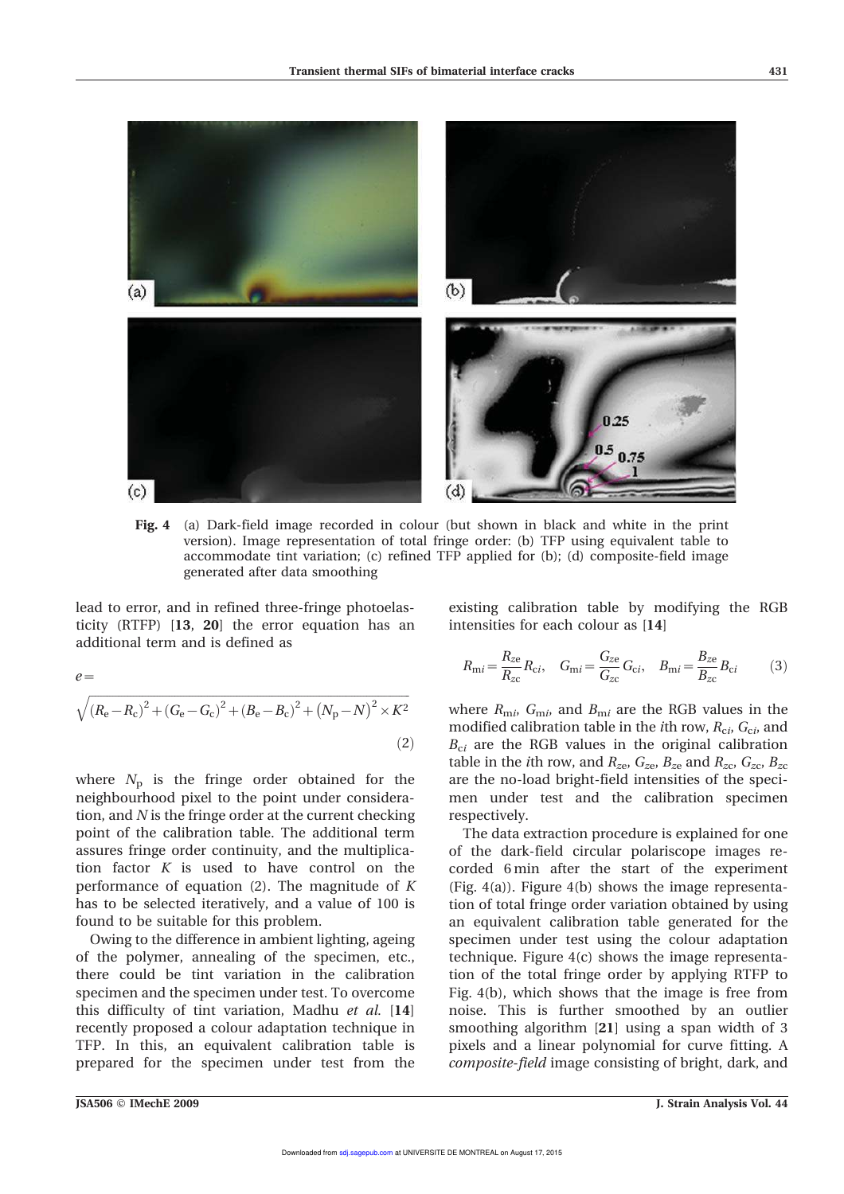Fig. 4 (a) Dark-field image recorded in colour (but shown in black and white in the print version). Image representation of total fringe order: (b) TFP using equivalent table to accommodate tint variation; (c) refined TFP applied for (b); (d) composite-field image generated after data smoothing

lead to error, and in refined three-fringe photoelasticity (RTFP) [13, 20] the error equation has an additional term and is defined as

$$e = \sqrt{(R_e - R_c)^2 + (G_e - G_c)^2 + (B_e - B_c)^2 + (N_p - N)^2 \times K^2} \tag{2}$$

where $N_p$ is the fringe order obtained for the neighbourhood pixel to the point under consideration, and $N$ is the fringe order at the current checking point of the calibration table. The additional term assures fringe order continuity, and the multiplication factor $K$ is used to have control on the performance of equation (2). The magnitude of $K$ has to be selected iteratively, and a value of 100 is found to be suitable for this problem.

Owing to the difference in ambient lighting, ageing of the polymer, annealing of the specimen, etc., there could be tint variation in the calibration specimen and the specimen under test. To overcome this difficulty of tint variation, Madhu *et al.* [14] recently proposed a colour adaptation technique in TFP. In this, an equivalent calibration table is prepared for the specimen under test from the existing calibration table by modifying the RGB intensities for each colour as [14]

$$R_{mi} = \frac{R_{ze}}{R_{zc}} R_{ci}, \quad G_{mi} = \frac{G_{ze}}{G_{zc}} G_{ci}, \quad B_{mi} = \frac{B_{ze}}{B_{zc}} B_{ci} \tag{3}$$

where $R_{mi}$, $G_{mi}$, and $B_{mi}$ are the RGB values in the modified calibration table in the $i$th row, $R_{ci}$, $G_{ci}$, and $B_{ci}$ are the RGB values in the original calibration table in the $i$th row, and $R_{ze}$, $G_{ze}$, $B_{ze}$ and $R_{zc}$, $G_{zc}$, $B_{zc}$ are the no-load bright-field intensities of the specimen under test and the calibration specimen respectively.

The data extraction procedure is explained for one of the dark-field circular polariscope images recorded 6 min after the start of the experiment (Fig. 4(a)). Figure 4(b) shows the image representation of total fringe order variation obtained by using an equivalent calibration table generated for the specimen under test using the colour adaptation technique. Figure 4(c) shows the image representation of the total fringe order by applying RTFP to Fig. 4(b), which shows that the image is free from noise. This is further smoothed by an outlier smoothing algorithm [21] using a span width of 3 pixels and a linear polynomial for curve fitting. A *composite-field* image consisting of bright, dark, and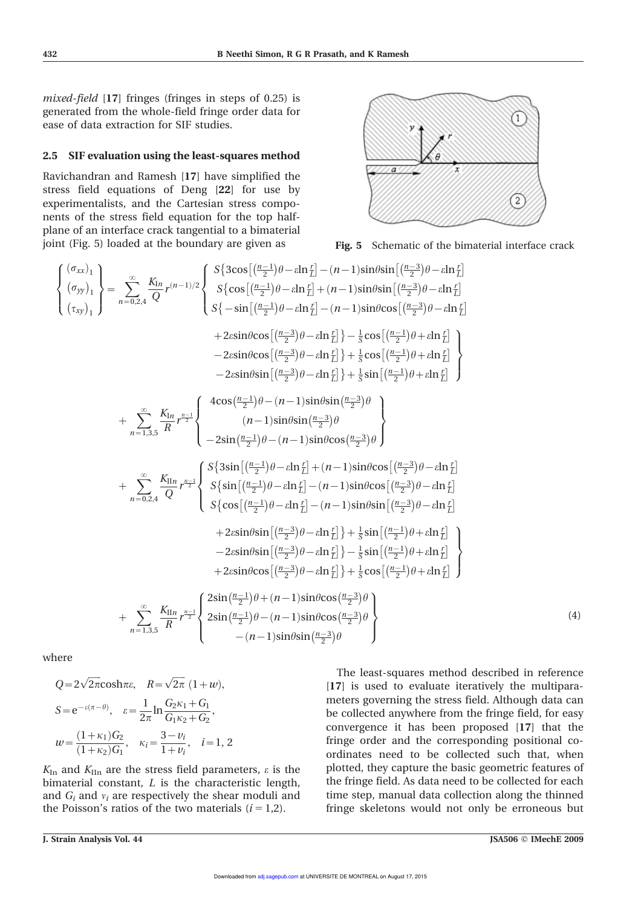*mixed-field* [17] fringes (fringes in steps of 0.25) is generated from the whole-field fringe order data for ease of data extraction for SIF studies.

### 2.5 SIF evaluation using the least-squares method

Ravichandran and Ramesh [17] have simplified the stress field equations of Deng [22] for use by experimentalists, and the Cartesian stress components of the stress field equation for the top half-plane of an interface crack tangential to a bimaterial joint (Fig. 5) loaded at the boundary are given as

**Fig. 5** Schematic of the bimaterial interface crack

$$
\begin{Bmatrix} (\sigma_{xx})_1 \\ (\sigma_{yy})_1 \\ (\tau_{xy})_1 \end{Bmatrix} = \sum_{n=0,2,4}^{\infty} \frac{K_{\mathrm{I}n}}{Q} r^{(n-1)/2} \begin{Bmatrix} S\left\{3\cos\left[\left(\frac{n-1}{2}\right)\theta - \varepsilon\ln\frac{r}{L}\right] - (n-1)\sin\theta\sin\left[\left(\frac{n-3}{2}\right)\theta - \varepsilon\ln\frac{r}{L}\right] + 2\varepsilon\sin\theta\cos\left[\left(\frac{n-3}{2}\right)\theta - \varepsilon\ln\frac{r}{L}\right]\right\} - \frac{1}{S}\cos\left[\left(\frac{n-1}{2}\right)\theta + \varepsilon\ln\frac{r}{L}\right] \\ S\left\{\cos\left[\left(\frac{n-1}{2}\right)\theta - \varepsilon\ln\frac{r}{L}\right] + (n-1)\sin\theta\sin\left[\left(\frac{n-3}{2}\right)\theta - \varepsilon\ln\frac{r}{L}\right] - 2\varepsilon\sin\theta\cos\left[\left(\frac{n-3}{2}\right)\theta - \varepsilon\ln\frac{r}{L}\right]\right\} + \frac{1}{S}\cos\left[\left(\frac{n-1}{2}\right)\theta + \varepsilon\ln\frac{r}{L}\right] \\ S\left\{-\sin\left[\left(\frac{n-1}{2}\right)\theta - \varepsilon\ln\frac{r}{L}\right] - (n-1)\sin\theta\cos\left[\left(\frac{n-3}{2}\right)\theta - \varepsilon\ln\frac{r}{L}\right] - 2\varepsilon\sin\theta\sin\left[\left(\frac{n-3}{2}\right)\theta - \varepsilon\ln\frac{r}{L}\right]\right\} + \frac{1}{S}\sin\left[\left(\frac{n-1}{2}\right)\theta + \varepsilon\ln\frac{r}{L}\right] \end{Bmatrix}
$$

$$
+ \sum_{n=1,3,5}^{\infty} \frac{K_{\mathrm{I}n}}{R} r^{\frac{n-1}{2}} \begin{Bmatrix} 4\cos\left(\frac{n-1}{2}\right)\theta - (n-1)\sin\theta\sin\left(\frac{n-3}{2}\right)\theta \\ (n-1)\sin\theta\sin\left(\frac{n-3}{2}\right)\theta \\ -2\sin\left(\frac{n-1}{2}\right)\theta - (n-1)\sin\theta\cos\left(\frac{n-3}{2}\right)\theta \end{Bmatrix}
$$

$$
+ \sum_{n=0,2,4}^{\infty} \frac{K_{\mathrm{II}n}}{Q} r^{\frac{n-1}{2}} \begin{Bmatrix} S\left\{3\sin\left[\left(\frac{n-1}{2}\right)\theta - \varepsilon\ln\frac{r}{L}\right] + (n-1)\sin\theta\cos\left[\left(\frac{n-3}{2}\right)\theta - \varepsilon\ln\frac{r}{L}\right] + 2\varepsilon\sin\theta\sin\left[\left(\frac{n-3}{2}\right)\theta - \varepsilon\ln\frac{r}{L}\right]\right\} + \frac{1}{S}\sin\left[\left(\frac{n-1}{2}\right)\theta + \varepsilon\ln\frac{r}{L}\right] \\ S\left\{\sin\left[\left(\frac{n-1}{2}\right)\theta - \varepsilon\ln\frac{r}{L}\right] - (n-1)\sin\theta\cos\left[\left(\frac{n-3}{2}\right)\theta - \varepsilon\ln\frac{r}{L}\right] - 2\varepsilon\sin\theta\sin\left[\left(\frac{n-3}{2}\right)\theta - \varepsilon\ln\frac{r}{L}\right]\right\} - \frac{1}{S}\sin\left[\left(\frac{n-1}{2}\right)\theta + \varepsilon\ln\frac{r}{L}\right] \\ S\left\{\cos\left[\left(\frac{n-1}{2}\right)\theta - \varepsilon\ln\frac{r}{L}\right] - (n-1)\sin\theta\sin\left[\left(\frac{n-3}{2}\right)\theta - \varepsilon\ln\frac{r}{L}\right] + 2\varepsilon\sin\theta\cos\left[\left(\frac{n-3}{2}\right)\theta - \varepsilon\ln\frac{r}{L}\right]\right\} + \frac{1}{S}\cos\left[\left(\frac{n-1}{2}\right)\theta + \varepsilon\ln\frac{r}{L}\right] \end{Bmatrix}
$$

$$
+ \sum_{n=1,3,5}^{\infty} \frac{K_{\mathrm{II}n}}{R} r^{\frac{n-1}{2}} \begin{Bmatrix} 2\sin\left(\frac{n-1}{2}\right)\theta + (n-1)\sin\theta\cos\left(\frac{n-3}{2}\right)\theta \\ 2\sin\left(\frac{n-1}{2}\right)\theta - (n-1)\sin\theta\cos\left(\frac{n-3}{2}\right)\theta \\ -(n-1)\sin\theta\sin\left(\frac{n-3}{2}\right)\theta \end{Bmatrix} \tag{4}
$$

where

$$
Q = 2\sqrt{2\pi}\cosh\pi\varepsilon, \quad R = \sqrt{2\pi}\,(1+w),
$$

$$
S = \mathrm{e}^{-\varepsilon(\pi-\theta)}, \quad \varepsilon = \frac{1}{2\pi}\ln\frac{G_2\kappa_1 + G_1}{G_1\kappa_2 + G_2},
$$

$$
w = \frac{(1+\kappa_1)G_2}{(1+\kappa_2)G_1}, \quad \kappa_i = \frac{3-\nu_i}{1+\nu_i}, \quad i = 1, 2
$$

$K_{\mathrm{I}n}$ and $K_{\mathrm{II}n}$ are the stress field parameters, $\varepsilon$ is the bimaterial constant, $L$ is the characteristic length, and $G_i$ and $\nu_i$ are respectively the shear moduli and the Poisson's ratios of the two materials ($i = 1,2$).

The least-squares method described in reference [17] is used to evaluate iteratively the multiparameters governing the stress field. Although data can be collected anywhere from the fringe field, for easy convergence it has been proposed [17] that the fringe order and the corresponding positional co-ordinates need to be collected such that, when plotted, they capture the basic geometric features of the fringe field. As data need to be collected for each time step, manual data collection along the thinned fringe skeletons would not only be erroneous but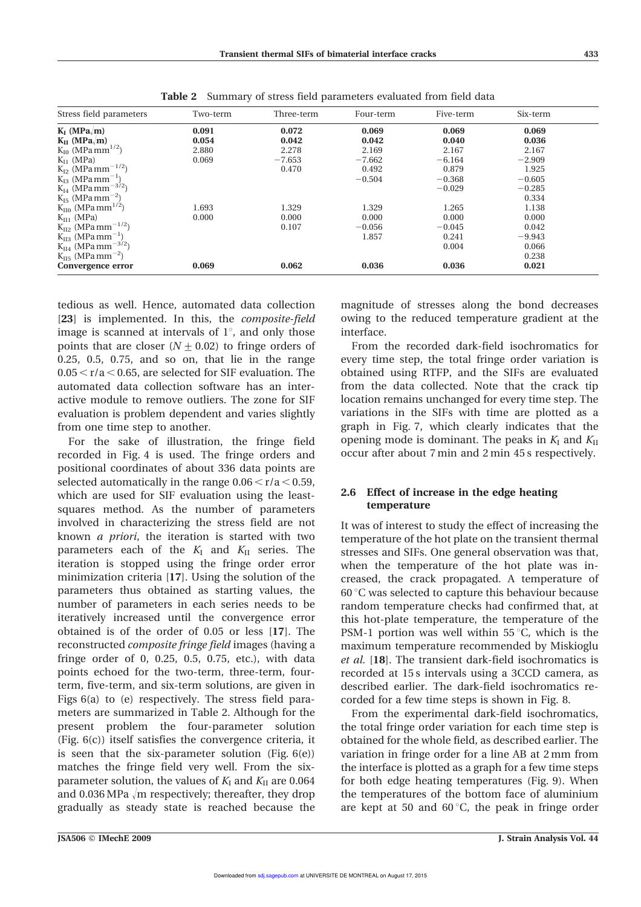**Table 2** Summary of stress field parameters evaluated from field data

| Stress field parameters | Two-term | Three-term | Four-term | Five-term | Six-term |
|---|---|---|---|---|---|
| **$K_I$ (MPa$\sqrt{m}$)** | **0.091** | **0.072** | **0.069** | **0.069** | **0.069** |
| **$K_{II}$ (MPa$\sqrt{m}$)** | **0.054** | **0.042** | **0.042** | **0.040** | **0.036** |
| $K_{I0}$ (MPa mm$^{1/2}$) | 2.880 | 2.278 | 2.169 | 2.167 | 2.167 |
| $K_{I1}$ (MPa) | 0.069 | −7.653 | −7.662 | −6.164 | −2.909 |
| $K_{I2}$ (MPa mm$^{-1/2}$) | | 0.470 | 0.492 | 0.879 | 1.925 |
| $K_{I3}$ (MPa mm$^{-1}$) | | | −0.504 | −0.368 | −0.605 |
| $K_{I4}$ (MPa mm$^{-3/2}$) | | | | −0.029 | −0.285 |
| $K_{I5}$ (MPa mm$^{-2}$) | | | | | 0.334 |
| $K_{II0}$ (MPa mm$^{1/2}$) | 1.693 | 1.329 | 1.329 | 1.265 | 1.138 |
| $K_{II1}$ (MPa) | 0.000 | 0.000 | 0.000 | 0.000 | 0.000 |
| $K_{II2}$ (MPa mm$^{-1/2}$) | | 0.107 | −0.056 | −0.045 | 0.042 |
| $K_{II3}$ (MPa mm$^{-1}$) | | | 1.857 | 0.241 | −9.943 |
| $K_{II4}$ (MPa mm$^{-3/2}$) | | | | 0.004 | 0.066 |
| $K_{II5}$ (MPa mm$^{-2}$) | | | | | 0.238 |
| **Convergence error** | **0.069** | **0.062** | **0.036** | **0.036** | **0.021** |

tedious as well. Hence, automated data collection [**23**] is implemented. In this, the *composite-field* image is scanned at intervals of 1°, and only those points that are closer ($N \pm 0.02$) to fringe orders of 0.25, 0.5, 0.75, and so on, that lie in the range $0.05 < r/a < 0.65$, are selected for SIF evaluation. The automated data collection software has an interactive module to remove outliers. The zone for SIF evaluation is problem dependent and varies slightly from one time step to another.

For the sake of illustration, the fringe field recorded in Fig. 4 is used. The fringe orders and positional coordinates of about 336 data points are selected automatically in the range $0.06 < r/a < 0.59$, which are used for SIF evaluation using the least-squares method. As the number of parameters involved in characterizing the stress field are not known *a priori*, the iteration is started with two parameters each of the $K_I$ and $K_{II}$ series. The iteration is stopped using the fringe order error minimization criteria [**17**]. Using the solution of the parameters thus obtained as starting values, the number of parameters in each series needs to be iteratively increased until the convergence error obtained is of the order of 0.05 or less [**17**]. The reconstructed *composite fringe field* images (having a fringe order of 0, 0.25, 0.5, 0.75, etc.), with data points echoed for the two-term, three-term, four-term, five-term, and six-term solutions, are given in Figs 6(a) to (e) respectively. The stress field parameters are summarized in Table 2. Although for the present problem the four-parameter solution (Fig. 6(c)) itself satisfies the convergence criteria, it is seen that the six-parameter solution (Fig. 6(e)) matches the fringe field very well. From the six-parameter solution, the values of $K_I$ and $K_{II}$ are 0.064 and 0.036 MPa $\sqrt{m}$ respectively; thereafter, they drop gradually as steady state is reached because the magnitude of stresses along the bond decreases owing to the reduced temperature gradient at the interface.

From the recorded dark-field isochromatics for every time step, the total fringe order variation is obtained using RTFP, and the SIFs are evaluated from the data collected. Note that the crack tip location remains unchanged for every time step. The variations in the SIFs with time are plotted as a graph in Fig. 7, which clearly indicates that the opening mode is dominant. The peaks in $K_I$ and $K_{II}$ occur after about 7 min and 2 min 45 s respectively.

### 2.6 Effect of increase in the edge heating temperature

It was of interest to study the effect of increasing the temperature of the hot plate on the transient thermal stresses and SIFs. One general observation was that, when the temperature of the hot plate was increased, the crack propagated. A temperature of 60 °C was selected to capture this behaviour because random temperature checks had confirmed that, at this hot-plate temperature, the temperature of the PSM-1 portion was well within 55 °C, which is the maximum temperature recommended by Miskioglu *et al.* [**18**]. The transient dark-field isochromatics is recorded at 15 s intervals using a 3CCD camera, as described earlier. The dark-field isochromatics recorded for a few time steps is shown in Fig. 8.

From the experimental dark-field isochromatics, the total fringe order variation for each time step is obtained for the whole field, as described earlier. The variation in fringe order for a line AB at 2 mm from the interface is plotted as a graph for a few time steps for both edge heating temperatures (Fig. 9). When the temperatures of the bottom face of aluminium are kept at 50 and 60 °C, the peak in fringe order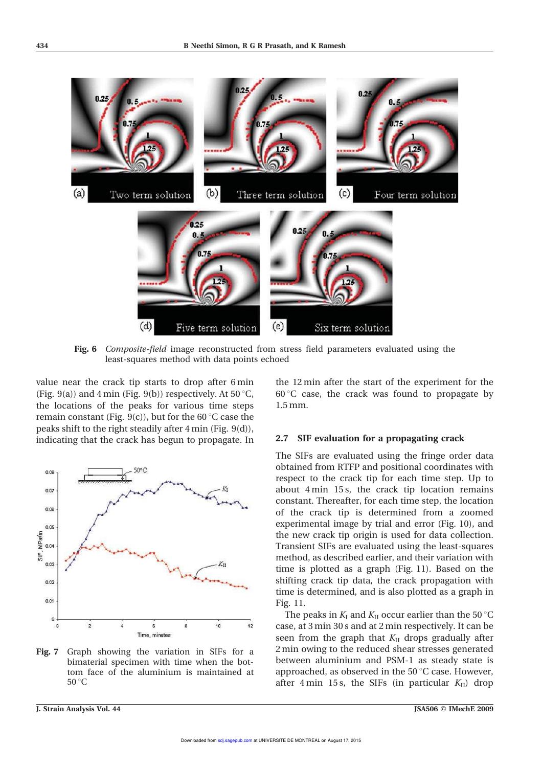Fig. 6 *Composite-field* image reconstructed from stress field parameters evaluated using the least-squares method with data points echoed

value near the crack tip starts to drop after 6 min (Fig. 9(a)) and 4 min (Fig. 9(b)) respectively. At 50 °C, the locations of the peaks for various time steps remain constant (Fig. 9(c)), but for the 60 °C case the peaks shift to the right steadily after 4 min (Fig. 9(d)), indicating that the crack has begun to propagate. In the 12 min after the start of the experiment for the 60 °C case, the crack was found to propagate by 1.5 mm.

Fig. 7 Graph showing the variation in SIFs for a bimaterial specimen with time when the bottom face of the aluminium is maintained at 50 °C

## 2.7 SIF evaluation for a propagating crack

The SIFs are evaluated using the fringe order data obtained from RTFP and positional coordinates with respect to the crack tip for each time step. Up to about 4 min 15 s, the crack tip location remains constant. Thereafter, for each time step, the location of the crack tip is determined from a zoomed experimental image by trial and error (Fig. 10), and the new crack tip origin is used for data collection. Transient SIFs are evaluated using the least-squares method, as described earlier, and their variation with time is plotted as a graph (Fig. 11). Based on the shifting crack tip data, the crack propagation with time is determined, and is also plotted as a graph in Fig. 11.

The peaks in $K_{\mathrm{I}}$ and $K_{\mathrm{II}}$ occur earlier than the 50 °C case, at 3 min 30 s and at 2 min respectively. It can be seen from the graph that $K_{\mathrm{II}}$ drops gradually after 2 min owing to the reduced shear stresses generated between aluminium and PSM-1 as steady state is approached, as observed in the 50 °C case. However, after 4 min 15 s, the SIFs (in particular $K_{\mathrm{II}}$) drop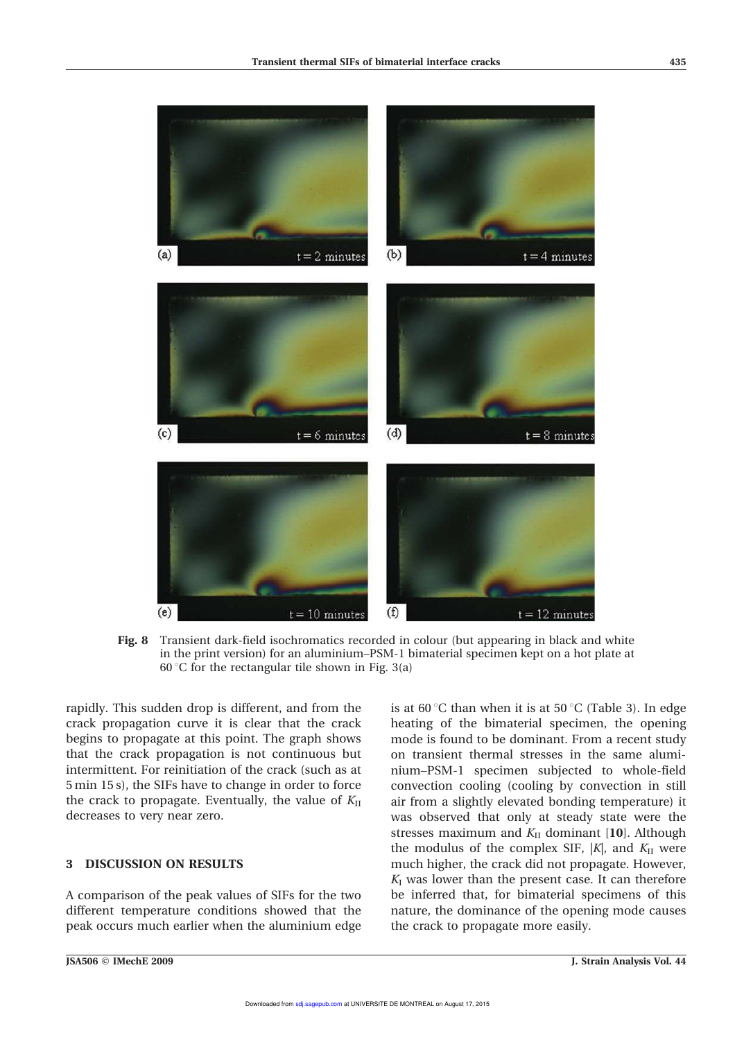Fig. 8 Transient dark-field isochromatics recorded in colour (but appearing in black and white in the print version) for an aluminium–PSM-1 bimaterial specimen kept on a hot plate at 60 °C for the rectangular tile shown in Fig. 3(a)

rapidly. This sudden drop is different, and from the crack propagation curve it is clear that the crack begins to propagate at this point. The graph shows that the crack propagation is not continuous but intermittent. For reinitiation of the crack (such as at 5 min 15 s), the SIFs have to change in order to force the crack to propagate. Eventually, the value of $K_{II}$ decreases to very near zero.

## 3 DISCUSSION ON RESULTS

A comparison of the peak values of SIFs for the two different temperature conditions showed that the peak occurs much earlier when the aluminium edge is at 60 °C than when it is at 50 °C (Table 3). In edge heating of the bimaterial specimen, the opening mode is found to be dominant. From a recent study on transient thermal stresses in the same aluminium–PSM-1 specimen subjected to whole-field convection cooling (cooling by convection in still air from a slightly elevated bonding temperature) it was observed that only at steady state were the stresses maximum and $K_{II}$ dominant [**10**]. Although the modulus of the complex SIF, $|K|$, and $K_{II}$ were much higher, the crack did not propagate. However, $K_I$ was lower than the present case. It can therefore be inferred that, for bimaterial specimens of this nature, the dominance of the opening mode causes the crack to propagate more easily.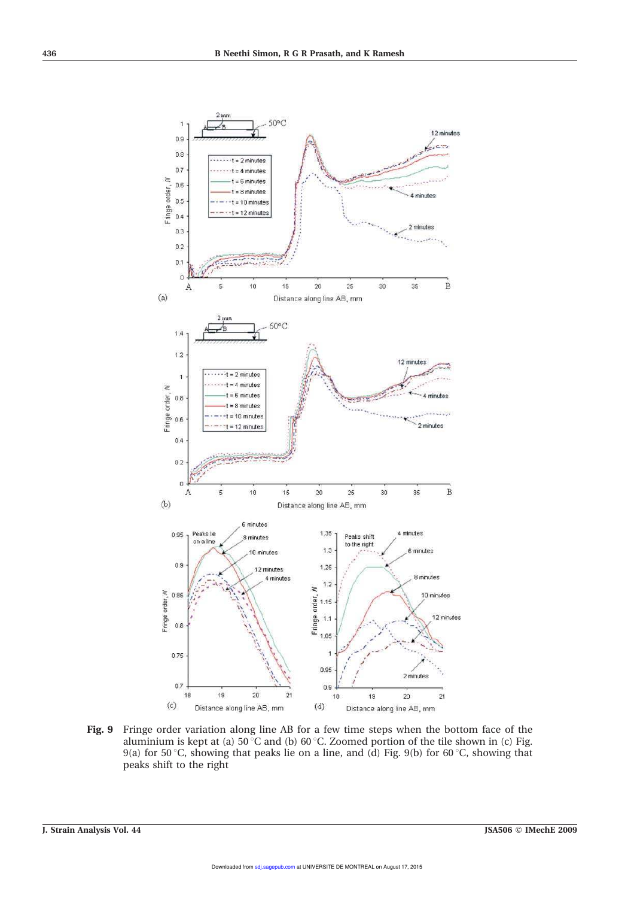**Fig. 9** Fringe order variation along line AB for a few time steps when the bottom face of the aluminium is kept at (a) 50 °C and (b) 60 °C. Zoomed portion of the tile shown in (c) Fig. 9(a) for 50 °C, showing that peaks lie on a line, and (d) Fig. 9(b) for 60 °C, showing that peaks shift to the right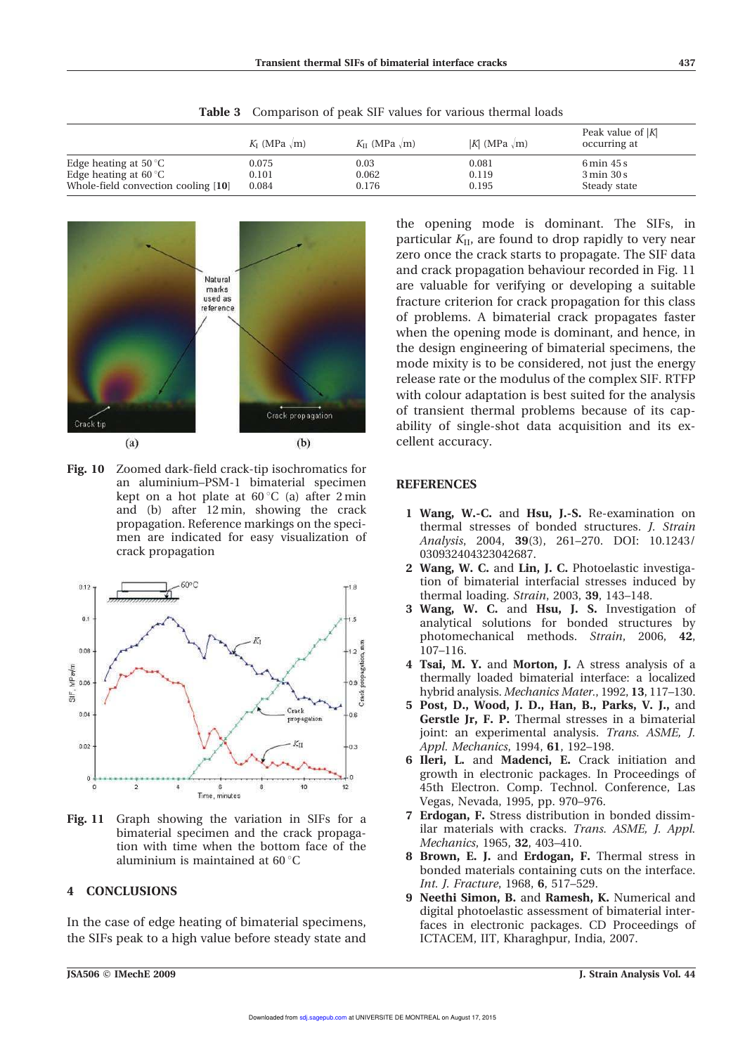**Table 3** Comparison of peak SIF values for various thermal loads

| | $K_I$ (MPa $\sqrt{m}$) | $K_{II}$ (MPa $\sqrt{m}$) | $\lvert K\rvert$ (MPa $\sqrt{m}$) | Peak value of $\lvert K\rvert$ occurring at |
|---|---|---|---|---|
| Edge heating at 50 °C | 0.075 | 0.03 | 0.081 | 6 min 45 s |
| Edge heating at 60 °C | 0.101 | 0.062 | 0.119 | 3 min 30 s |
| Whole-field convection cooling [**10**] | 0.084 | 0.176 | 0.195 | Steady state |

**Fig. 10** Zoomed dark-field crack-tip isochromatics for an aluminium–PSM-1 bimaterial specimen kept on a hot plate at 60 °C (a) after 2 min and (b) after 12 min, showing the crack propagation. Reference markings on the specimen are indicated for easy visualization of crack propagation

**Fig. 11** Graph showing the variation in SIFs for a bimaterial specimen and the crack propagation with time when the bottom face of the aluminium is maintained at 60 °C

## 4 CONCLUSIONS

In the case of edge heating of bimaterial specimens, the SIFs peak to a high value before steady state and the opening mode is dominant. The SIFs, in particular $K_{II}$, are found to drop rapidly to very near zero once the crack starts to propagate. The SIF data and crack propagation behaviour recorded in Fig. 11 are valuable for verifying or developing a suitable fracture criterion for crack propagation for this class of problems. A bimaterial crack propagates faster when the opening mode is dominant, and hence, in the design engineering of bimaterial specimens, the mode mixity is to be considered, not just the energy release rate or the modulus of the complex SIF. RTFP with colour adaptation is best suited for the analysis of transient thermal problems because of its capability of single-shot data acquisition and its excellent accuracy.

## REFERENCES

1. **Wang, W.-C.** and **Hsu, J.-S.** Re-examination on thermal stresses of bonded structures. *J. Strain Analysis*, 2004, **39**(3), 261–270. DOI: 10.1243/030932404323042687.
2. **Wang, W. C.** and **Lin, J. C.** Photoelastic investigation of bimaterial interfacial stresses induced by thermal loading. *Strain*, 2003, **39**, 143–148.
3. **Wang, W. C.** and **Hsu, J. S.** Investigation of analytical solutions for bonded structures by photomechanical methods. *Strain*, 2006, **42**, 107–116.
4. **Tsai, M. Y.** and **Morton, J.** A stress analysis of a thermally loaded bimaterial interface: a localized hybrid analysis. *Mechanics Mater.*, 1992, **13**, 117–130.
5. **Post, D., Wood, J. D., Han, B., Parks, V. J.,** and **Gerstle Jr, F. P.** Thermal stresses in a bimaterial joint: an experimental analysis. *Trans. ASME, J. Appl. Mechanics*, 1994, **61**, 192–198.
6. **Ileri, L.** and **Madenci, E.** Crack initiation and growth in electronic packages. In Proceedings of 45th Electron. Comp. Technol. Conference, Las Vegas, Nevada, 1995, pp. 970–976.
7. **Erdogan, F.** Stress distribution in bonded dissimilar materials with cracks. *Trans. ASME, J. Appl. Mechanics*, 1965, **32**, 403–410.
8. **Brown, E. J.** and **Erdogan, F.** Thermal stress in bonded materials containing cuts on the interface. *Int. J. Fracture*, 1968, **6**, 517–529.
9. **Neethi Simon, B.** and **Ramesh, K.** Numerical and digital photoelastic assessment of bimaterial interfaces in electronic packages. CD Proceedings of ICTACEM, IIT, Kharaghpur, India, 2007.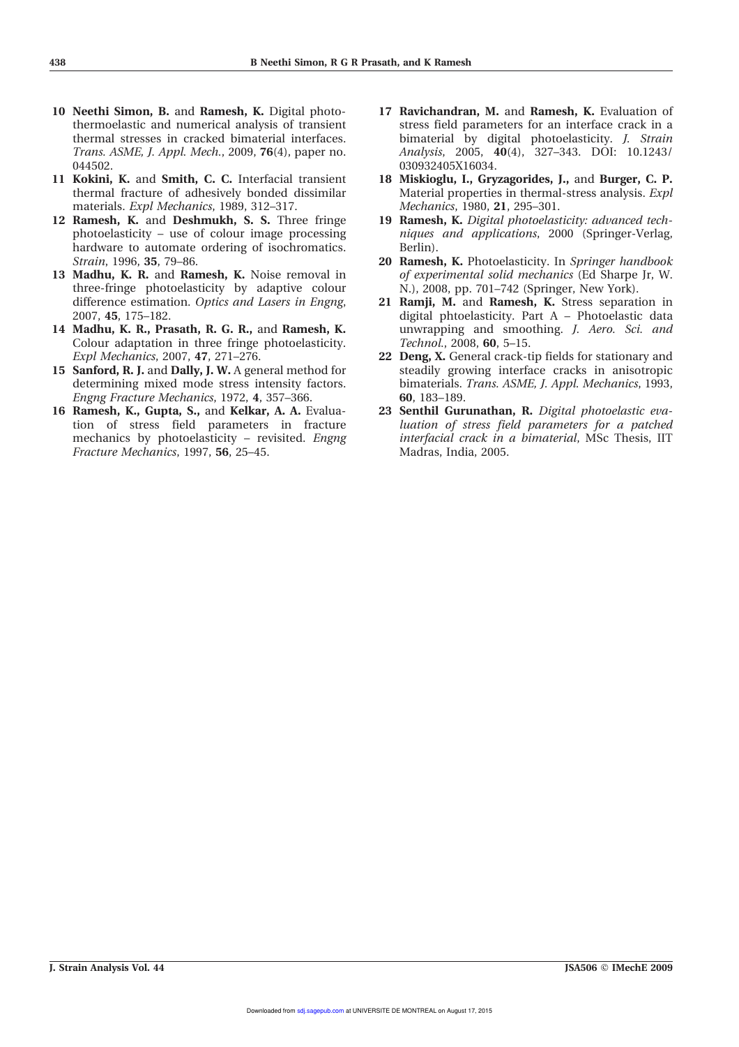10 **Neethi Simon, B.** and **Ramesh, K.** Digital photo-thermoelastic and numerical analysis of transient thermal stresses in cracked bimaterial interfaces. *Trans. ASME, J. Appl. Mech.*, 2009, **76**(4), paper no. 044502.

11 **Kokini, K.** and **Smith, C. C.** Interfacial transient thermal fracture of adhesively bonded dissimilar materials. *Expl Mechanics*, 1989, 312–317.

12 **Ramesh, K.** and **Deshmukh, S. S.** Three fringe photoelasticity – use of colour image processing hardware to automate ordering of isochromatics. *Strain*, 1996, **35**, 79–86.

13 **Madhu, K. R.** and **Ramesh, K.** Noise removal in three-fringe photoelasticity by adaptive colour difference estimation. *Optics and Lasers in Engng*, 2007, **45**, 175–182.

14 **Madhu, K. R., Prasath, R. G. R.,** and **Ramesh, K.** Colour adaptation in three fringe photoelasticity. *Expl Mechanics*, 2007, **47**, 271–276.

15 **Sanford, R. J.** and **Dally, J. W.** A general method for determining mixed mode stress intensity factors. *Engng Fracture Mechanics*, 1972, **4**, 357–366.

16 **Ramesh, K., Gupta, S.,** and **Kelkar, A. A.** Evaluation of stress field parameters in fracture mechanics by photoelasticity – revisited. *Engng Fracture Mechanics*, 1997, **56**, 25–45.

17 **Ravichandran, M.** and **Ramesh, K.** Evaluation of stress field parameters for an interface crack in a bimaterial by digital photoelasticity. *J. Strain Analysis*, 2005, **40**(4), 327–343. DOI: 10.1243/030932405X16034.

18 **Miskioglu, I., Gryzagorides, J.,** and **Burger, C. P.** Material properties in thermal-stress analysis. *Expl Mechanics*, 1980, **21**, 295–301.

19 **Ramesh, K.** *Digital photoelasticity: advanced techniques and applications*, 2000 (Springer-Verlag, Berlin).

20 **Ramesh, K.** Photoelasticity. In *Springer handbook of experimental solid mechanics* (Ed Sharpe Jr, W. N.), 2008, pp. 701–742 (Springer, New York).

21 **Ramji, M.** and **Ramesh, K.** Stress separation in digital phtoelasticity. Part A – Photoelastic data unwrapping and smoothing. *J. Aero. Sci. and Technol.*, 2008, **60**, 5–15.

22 **Deng, X.** General crack-tip fields for stationary and steadily growing interface cracks in anisotropic bimaterials. *Trans. ASME, J. Appl. Mechanics*, 1993, **60**, 183–189.

23 **Senthil Gurunathan, R.** *Digital photoelastic evaluation of stress field parameters for a patched interfacial crack in a bimaterial*, MSc Thesis, IIT Madras, India, 2005.